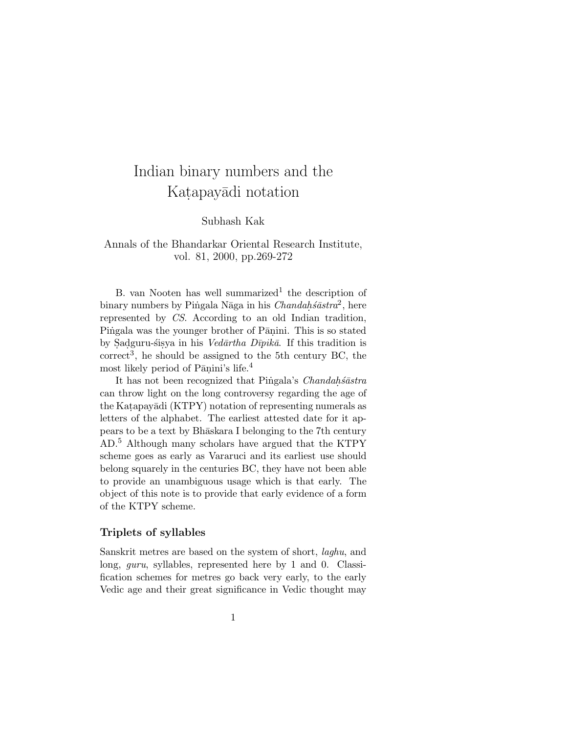# Indian binary numbers and the Kaṭapayādi notation

Subhash Kak

Annals of the Bhandarkar Oriental Research Institute, vol. 81, 2000, pp.269-272

B. van Nooten has well summarized[1] the description of binary numbers by Piṅgala Nāga in his *Chandaḥśāstra*[2], here represented by *CS*. According to an old Indian tradition, Piṅgala was the younger brother of Pāṇini. This is so stated by Ṣaḍguru-śiṣya in his *Vedārtha Dīpikā*. If this tradition is correct[3], he should be assigned to the 5th century BC, the most likely period of Pāṇini's life.[4]

It has not been recognized that Piṅgala's *Chandaḥśāstra* can throw light on the long controversy regarding the age of the Kaṭapayādi (KTPY) notation of representing numerals as letters of the alphabet. The earliest attested date for it appears to be a text by Bhāskara I belonging to the 7th century AD.[5] Although many scholars have argued that the KTPY scheme goes as early as Vararuci and its earliest use should belong squarely in the centuries BC, they have not been able to provide an unambiguous usage which is that early. The object of this note is to provide that early evidence of a form of the KTPY scheme.

## Triplets of syllables

Sanskrit metres are based on the system of short, *laghu*, and long, *guru*, syllables, represented here by 1 and 0. Classification schemes for metres go back very early, to the early Vedic age and their great significance in Vedic thought may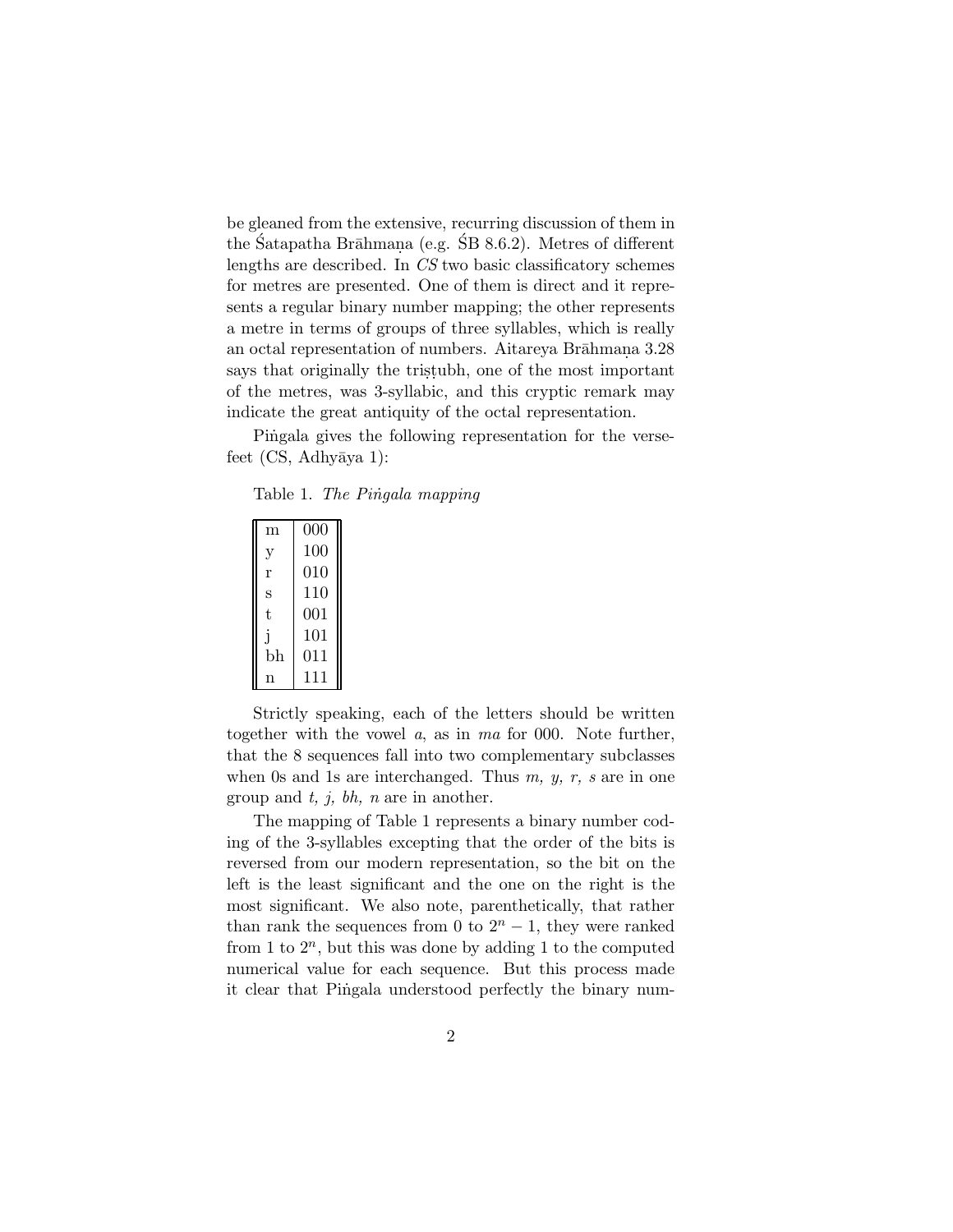be gleaned from the extensive, recurring discussion of them in the Śatapatha Brāhmaṇa (e.g. ŚB 8.6.2). Metres of different lengths are described. In *CS* two basic classificatory schemes for metres are presented. One of them is direct and it represents a regular binary number mapping; the other represents a metre in terms of groups of three syllables, which is really an octal representation of numbers. Aitareya Brāhmaṇa 3.28 says that originally the triṣṭubh, one of the most important of the metres, was 3-syllabic, and this cryptic remark may indicate the great antiquity of the octal representation.

Piṅgala gives the following representation for the verse-feet (CS, Adhyāya 1):

Table 1. *The Piṅgala mapping*

| | |
|---|---|
| m | 000 |
| y | 100 |
| r | 010 |
| s | 110 |
| t | 001 |
| j | 101 |
| bh | 011 |
| n | 111 |

Strictly speaking, each of the letters should be written together with the vowel *a*, as in *ma* for 000. Note further, that the 8 sequences fall into two complementary subclasses when 0s and 1s are interchanged. Thus *m, y, r, s* are in one group and *t, j, bh, n* are in another.

The mapping of Table 1 represents a binary number coding of the 3-syllables excepting that the order of the bits is reversed from our modern representation, so the bit on the left is the least significant and the one on the right is the most significant. We also note, parenthetically, that rather than rank the sequences from 0 to $2^n - 1$, they were ranked from 1 to $2^n$, but this was done by adding 1 to the computed numerical value for each sequence. But this process made it clear that Piṅgala understood perfectly the binary num-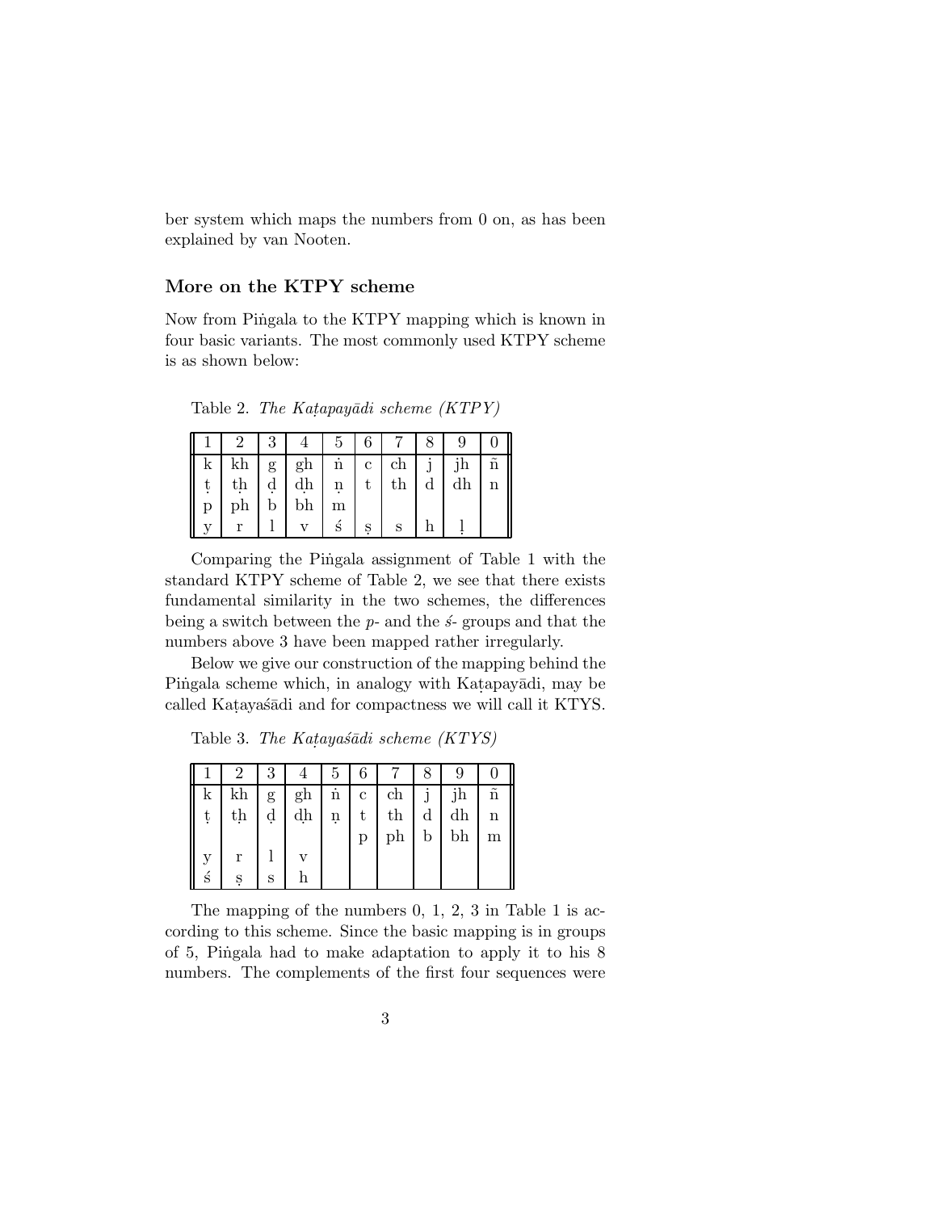ber system which maps the numbers from 0 on, as has been explained by van Nooten.

## More on the KTPY scheme

Now from Piṅgala to the KTPY mapping which is known in four basic variants. The most commonly used KTPY scheme is as shown below:

Table 2. *The Kaṭapayādi scheme (KTPY)*

| 1 | 2 | 3 | 4 | 5 | 6 | 7 | 8 | 9 | 0 |
|---|---|---|---|---|---|---|---|---|---|
| k | kh | g | gh | ṅ | c | ch | j | jh | ñ |
| ṭ | ṭh | ḍ | ḍh | ṇ | t | th | d | dh | n |
| p | ph | b | bh | m | | | | | |
| y | r | l | v | ś | ṣ | s | h | ḷ | |

Comparing the Piṅgala assignment of Table 1 with the standard KTPY scheme of Table 2, we see that there exists fundamental similarity in the two schemes, the differences being a switch between the *p*- and the *ś*- groups and that the numbers above 3 have been mapped rather irregularly.

Below we give our construction of the mapping behind the Piṅgala scheme which, in analogy with Kaṭapayādi, may be called Kaṭayaśādi and for compactness we will call it KTYS.

Table 3. *The Kaṭayaśādi scheme (KTYS)*

| 1 | 2 | 3 | 4 | 5 | 6 | 7 | 8 | 9 | 0 |
|---|---|---|---|---|---|---|---|---|---|
| k | kh | g | gh | ṅ | c | ch | j | jh | ñ |
| ṭ | ṭh | ḍ | ḍh | ṇ | t | th | d | dh | n |
| | | | | | p | ph | b | bh | m |
| y | r | l | v | | | | | | |
| ś | ṣ | s | h | | | | | | |

The mapping of the numbers 0, 1, 2, 3 in Table 1 is according to this scheme. Since the basic mapping is in groups of 5, Piṅgala had to make adaptation to apply it to his 8 numbers. The complements of the first four sequences were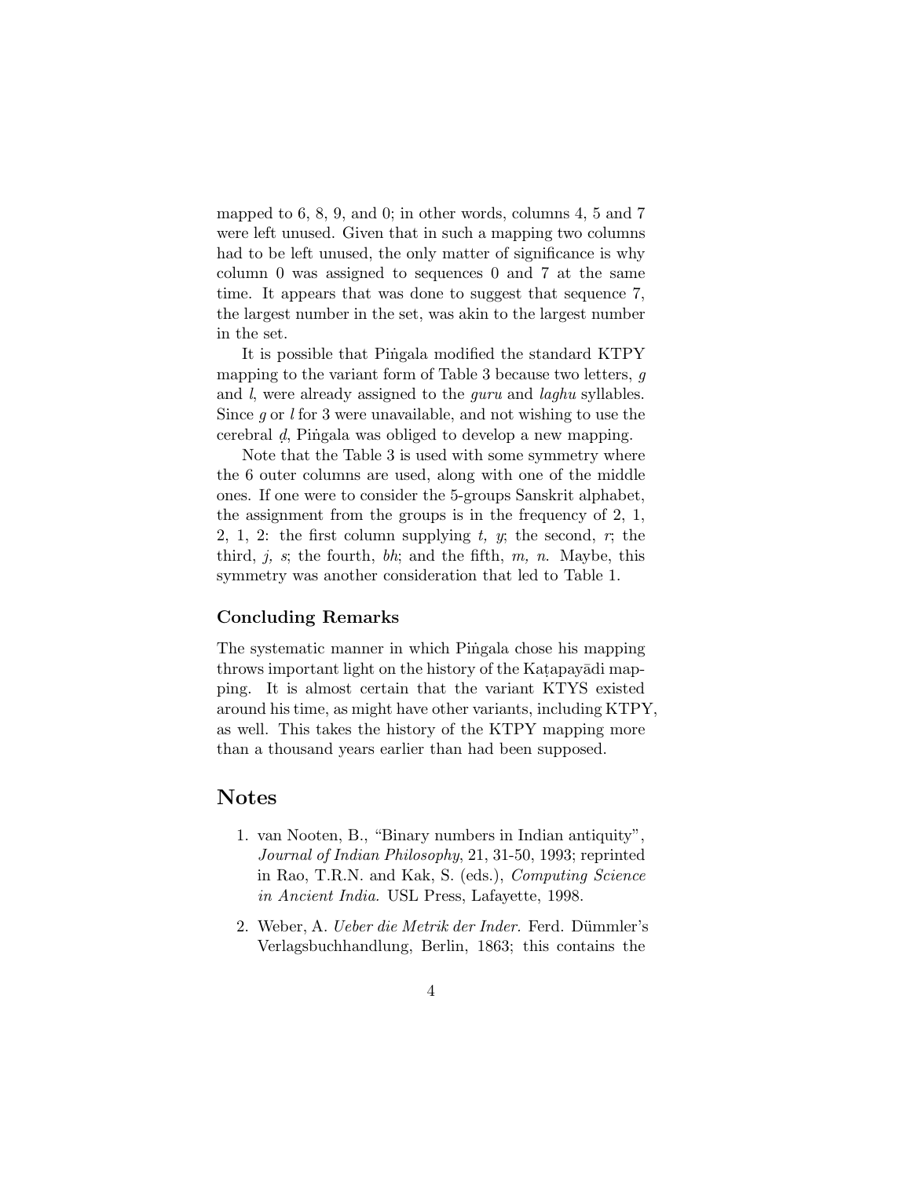mapped to 6, 8, 9, and 0; in other words, columns 4, 5 and 7 were left unused. Given that in such a mapping two columns had to be left unused, the only matter of significance is why column 0 was assigned to sequences 0 and 7 at the same time. It appears that was done to suggest that sequence 7, the largest number in the set, was akin to the largest number in the set.

It is possible that Piṅgala modified the standard KTPY mapping to the variant form of Table 3 because two letters, *g* and *l*, were already assigned to the *guru* and *laghu* syllables. Since *g* or *l* for 3 were unavailable, and not wishing to use the cerebral *ḍ*, Piṅgala was obliged to develop a new mapping.

Note that the Table 3 is used with some symmetry where the 6 outer columns are used, along with one of the middle ones. If one were to consider the 5-groups Sanskrit alphabet, the assignment from the groups is in the frequency of 2, 1, 2, 1, 2: the first column supplying *t, y*; the second, *r*; the third, *j, s*; the fourth, *bh*; and the fifth, *m, n*. Maybe, this symmetry was another consideration that led to Table 1.

### Concluding Remarks

The systematic manner in which Piṅgala chose his mapping throws important light on the history of the Kaṭapayādi mapping. It is almost certain that the variant KTYS existed around his time, as might have other variants, including KTPY, as well. This takes the history of the KTPY mapping more than a thousand years earlier than had been supposed.

## Notes

1. van Nooten, B., "Binary numbers in Indian antiquity", *Journal of Indian Philosophy*, 21, 31-50, 1993; reprinted in Rao, T.R.N. and Kak, S. (eds.), *Computing Science in Ancient India.* USL Press, Lafayette, 1998.

2. Weber, A. *Ueber die Metrik der Inder.* Ferd. Dümmler's Verlagsbuchhandlung, Berlin, 1863; this contains the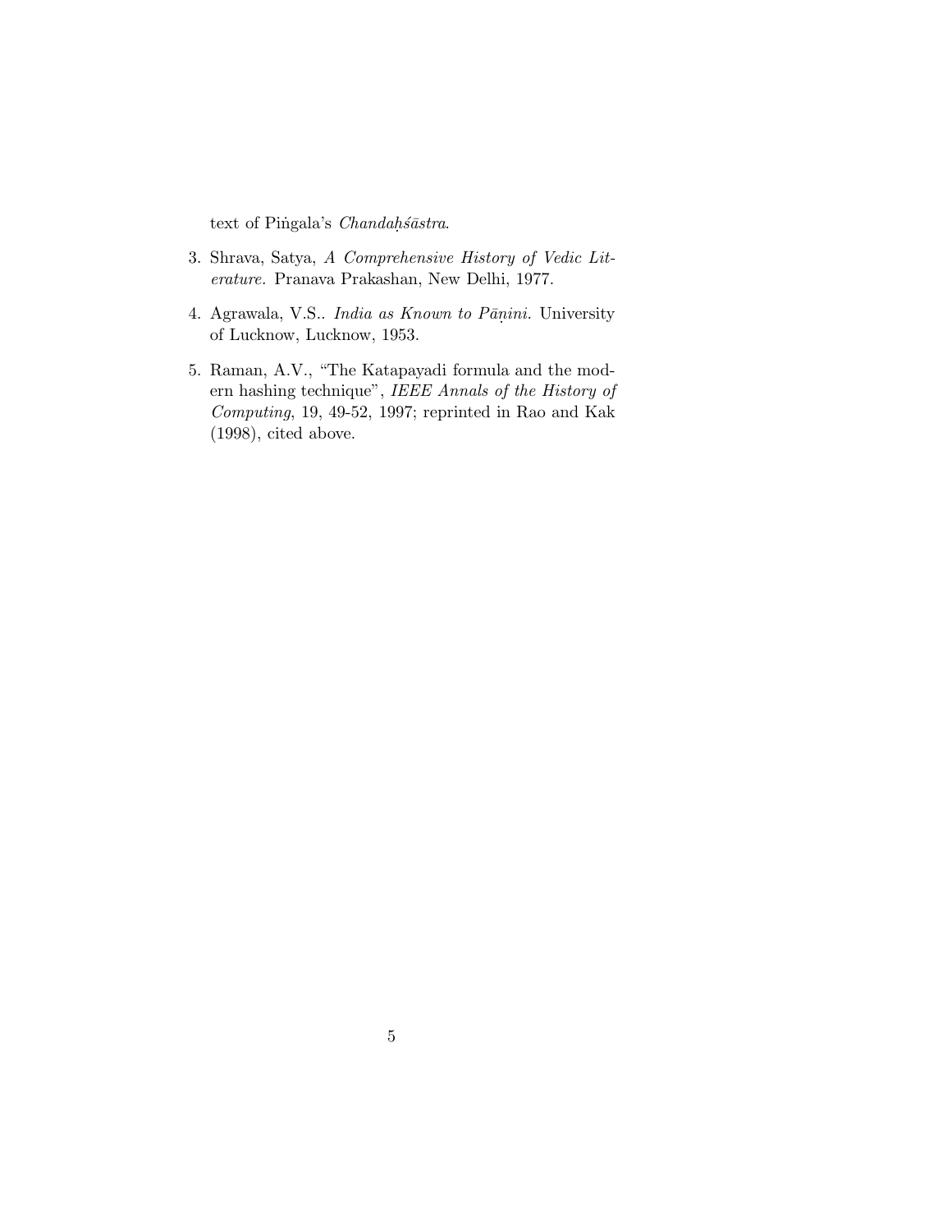text of Piṅgala's *Chandaḥśāstra*.

3. Shrava, Satya, *A Comprehensive History of Vedic Literature.* Pranava Prakashan, New Delhi, 1977.

4. Agrawala, V.S.. *India as Known to Pāṇini.* University of Lucknow, Lucknow, 1953.

5. Raman, A.V., "The Katapayadi formula and the modern hashing technique", *IEEE Annals of the History of Computing*, 19, 49-52, 1997; reprinted in Rao and Kak (1998), cited above.